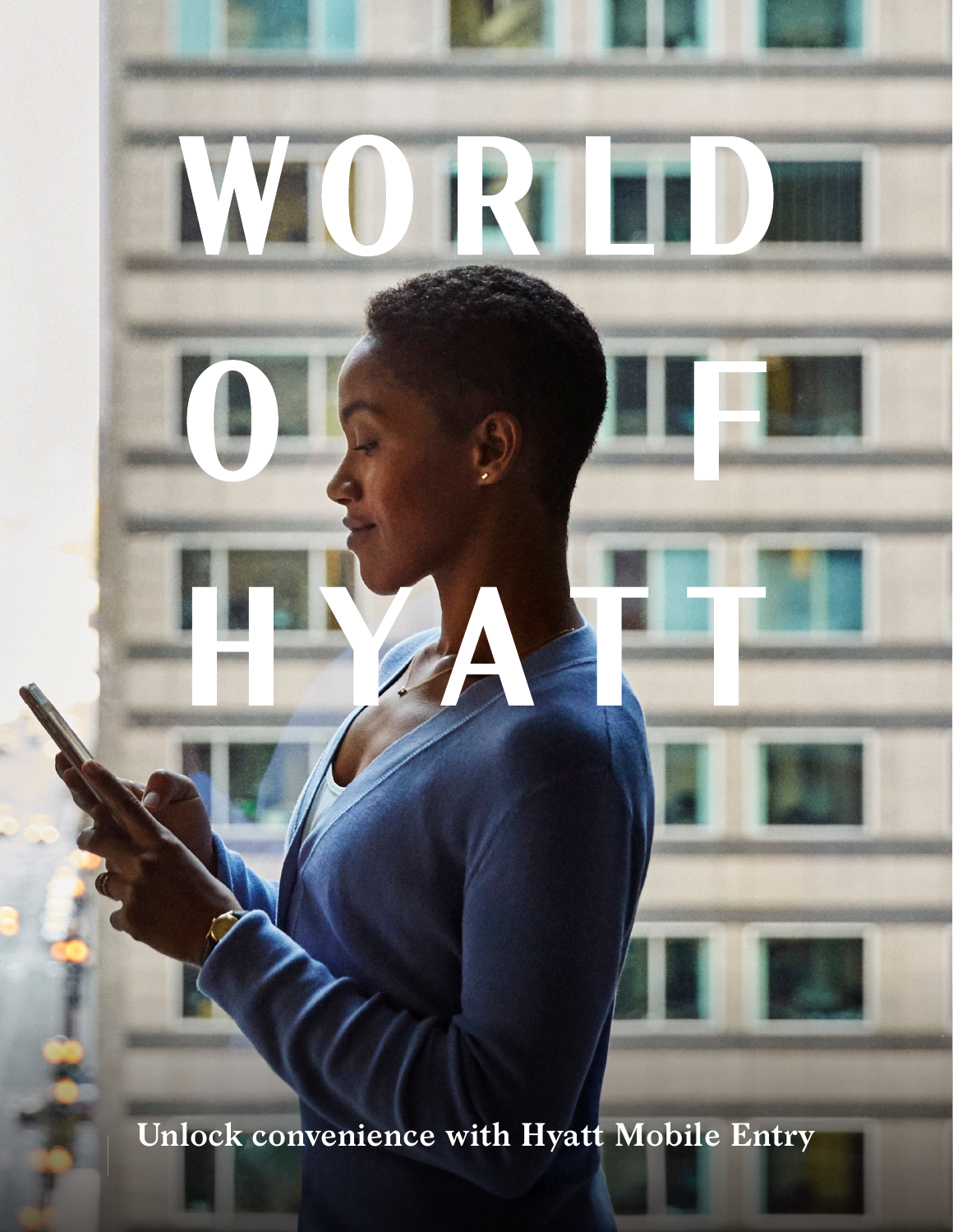# WORLD OF HYATT

**Unlock convenience with Hyatt Mobile Entry**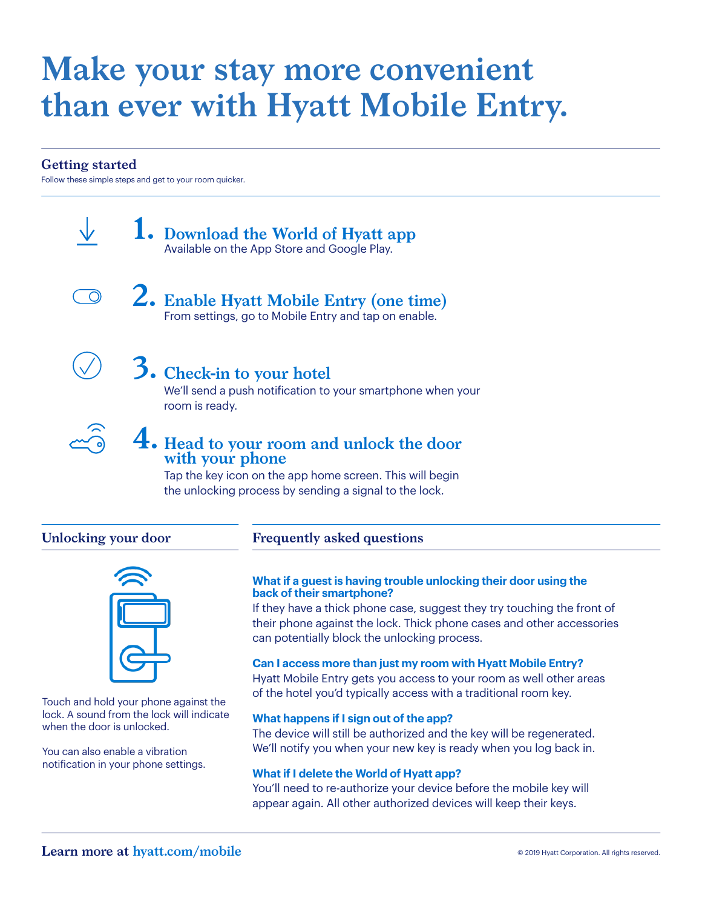# Make your stay more convenient than ever with Hyatt Mobile Entry.

## Getting started

Follow these simple steps and get to your room quicker.

### 1. Download the World of Hyatt app

Available on the App Store and Google Play.

### 2. Enable Hyatt Mobile Entry (one time)

From settings, go to Mobile Entry and tap on enable.

### 3. Check-in to your hotel

We'll send a push notification to your smartphone when your room is ready.

### 4. Head to your room and unlock the door with your phone

Tap the key icon on the app home screen. This will begin the unlocking process by sending a signal to the lock.

## Unlocking your door

Touch and hold your phone against the lock. A sound from the lock will indicate when the door is unlocked.

You can also enable a vibration notification in your phone settings.

## Frequently asked questions

**What if a guest is having trouble unlocking their door using the back of their smartphone?**
If they have a thick phone case, suggest they try touching the front of their phone against the lock. Thick phone cases and other accessories can potentially block the unlocking process.

**Can I access more than just my room with Hyatt Mobile Entry?**
Hyatt Mobile Entry gets you access to your room as well other areas of the hotel you'd typically access with a traditional room key.

**What happens if I sign out of the app?**
The device will still be authorized and the key will be regenerated. We'll notify you when your new key is ready when you log back in.

**What if I delete the World of Hyatt app?**
You'll need to re-authorize your device before the mobile key will appear again. All other authorized devices will keep their keys.

**Learn more at hyatt.com/mobile**

© 2019 Hyatt Corporation. All rights reserved.